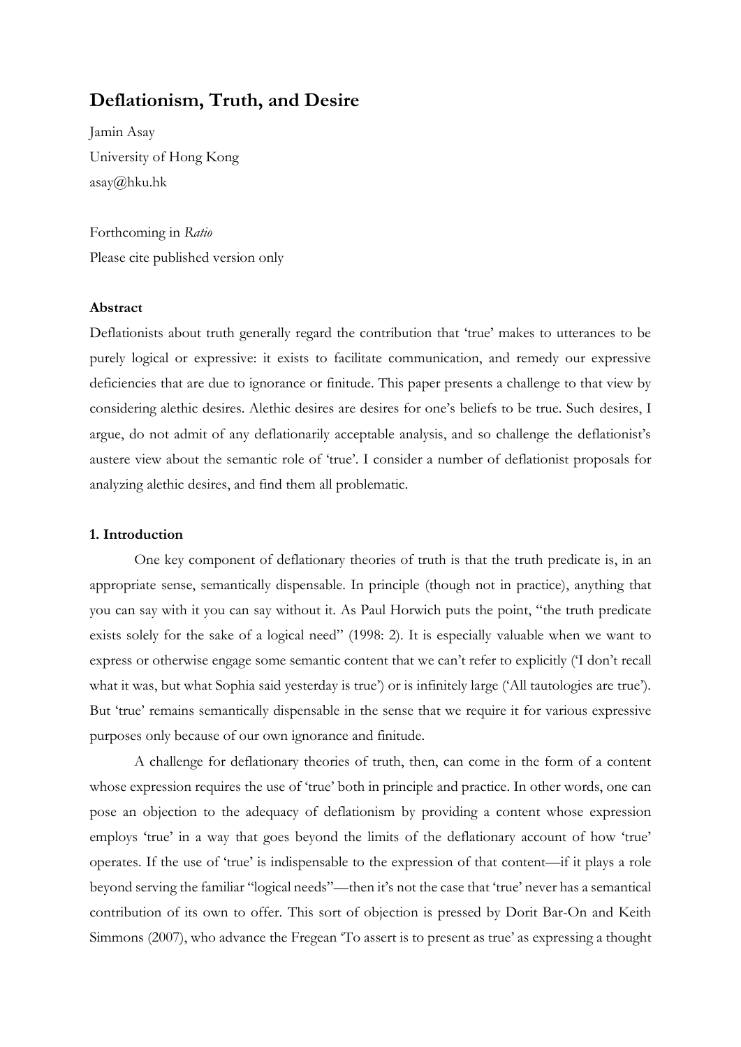# Deflationism, Truth, and Desire

Jamin Asay
University of Hong Kong
asay@hku.hk

Forthcoming in *Ratio*
Please cite published version only

### Abstract

Deflationists about truth generally regard the contribution that 'true' makes to utterances to be purely logical or expressive: it exists to facilitate communication, and remedy our expressive deficiencies that are due to ignorance or finitude. This paper presents a challenge to that view by considering alethic desires. Alethic desires are desires for one's beliefs to be true. Such desires, I argue, do not admit of any deflationarily acceptable analysis, and so challenge the deflationist's austere view about the semantic role of 'true'. I consider a number of deflationist proposals for analyzing alethic desires, and find them all problematic.

### 1. Introduction

One key component of deflationary theories of truth is that the truth predicate is, in an appropriate sense, semantically dispensable. In principle (though not in practice), anything that you can say with it you can say without it. As Paul Horwich puts the point, "the truth predicate exists solely for the sake of a logical need" (1998: 2). It is especially valuable when we want to express or otherwise engage some semantic content that we can't refer to explicitly ('I don't recall what it was, but what Sophia said yesterday is true') or is infinitely large ('All tautologies are true'). But 'true' remains semantically dispensable in the sense that we require it for various expressive purposes only because of our own ignorance and finitude.

A challenge for deflationary theories of truth, then, can come in the form of a content whose expression requires the use of 'true' both in principle and practice. In other words, one can pose an objection to the adequacy of deflationism by providing a content whose expression employs 'true' in a way that goes beyond the limits of the deflationary account of how 'true' operates. If the use of 'true' is indispensable to the expression of that content—if it plays a role beyond serving the familiar "logical needs"—then it's not the case that 'true' never has a semantical contribution of its own to offer. This sort of objection is pressed by Dorit Bar-On and Keith Simmons (2007), who advance the Fregean 'To assert is to present as true' as expressing a thought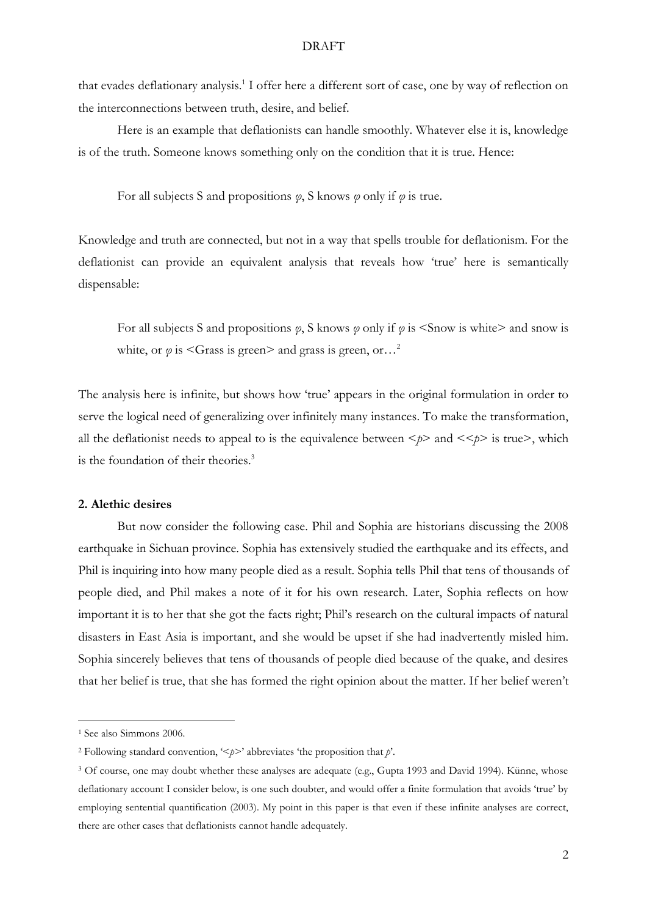that evades deflationary analysis.[1] I offer here a different sort of case, one by way of reflection on the interconnections between truth, desire, and belief.

Here is an example that deflationists can handle smoothly. Whatever else it is, knowledge is of the truth. Someone knows something only on the condition that it is true. Hence:

> For all subjects S and propositions $\varphi$, S knows $\varphi$ only if $\varphi$ is true.

Knowledge and truth are connected, but not in a way that spells trouble for deflationism. For the deflationist can provide an equivalent analysis that reveals how 'true' here is semantically dispensable:

> For all subjects S and propositions $\varphi$, S knows $\varphi$ only if $\varphi$ is <Snow is white> and snow is white, or $\varphi$ is <Grass is green> and grass is green, or…[2]

The analysis here is infinite, but shows how 'true' appears in the original formulation in order to serve the logical need of generalizing over infinitely many instances. To make the transformation, all the deflationist needs to appeal to is the equivalence between <*p*> and <<*p*> is true>, which is the foundation of their theories.[3]

## 2. Alethic desires

But now consider the following case. Phil and Sophia are historians discussing the 2008 earthquake in Sichuan province. Sophia has extensively studied the earthquake and its effects, and Phil is inquiring into how many people died as a result. Sophia tells Phil that tens of thousands of people died, and Phil makes a note of it for his own research. Later, Sophia reflects on how important it is to her that she got the facts right; Phil's research on the cultural impacts of natural disasters in East Asia is important, and she would be upset if she had inadvertently misled him. Sophia sincerely believes that tens of thousands of people died because of the quake, and desires that her belief is true, that she has formed the right opinion about the matter. If her belief weren't

---

[1] See also Simmons 2006.

[2] Following standard convention, '<*p*>' abbreviates 'the proposition that *p*'.

[3] Of course, one may doubt whether these analyses are adequate (e.g., Gupta 1993 and David 1994). Künne, whose deflationary account I consider below, is one such doubter, and would offer a finite formulation that avoids 'true' by employing sentential quantification (2003). My point in this paper is that even if these infinite analyses are correct, there are other cases that deflationists cannot handle adequately.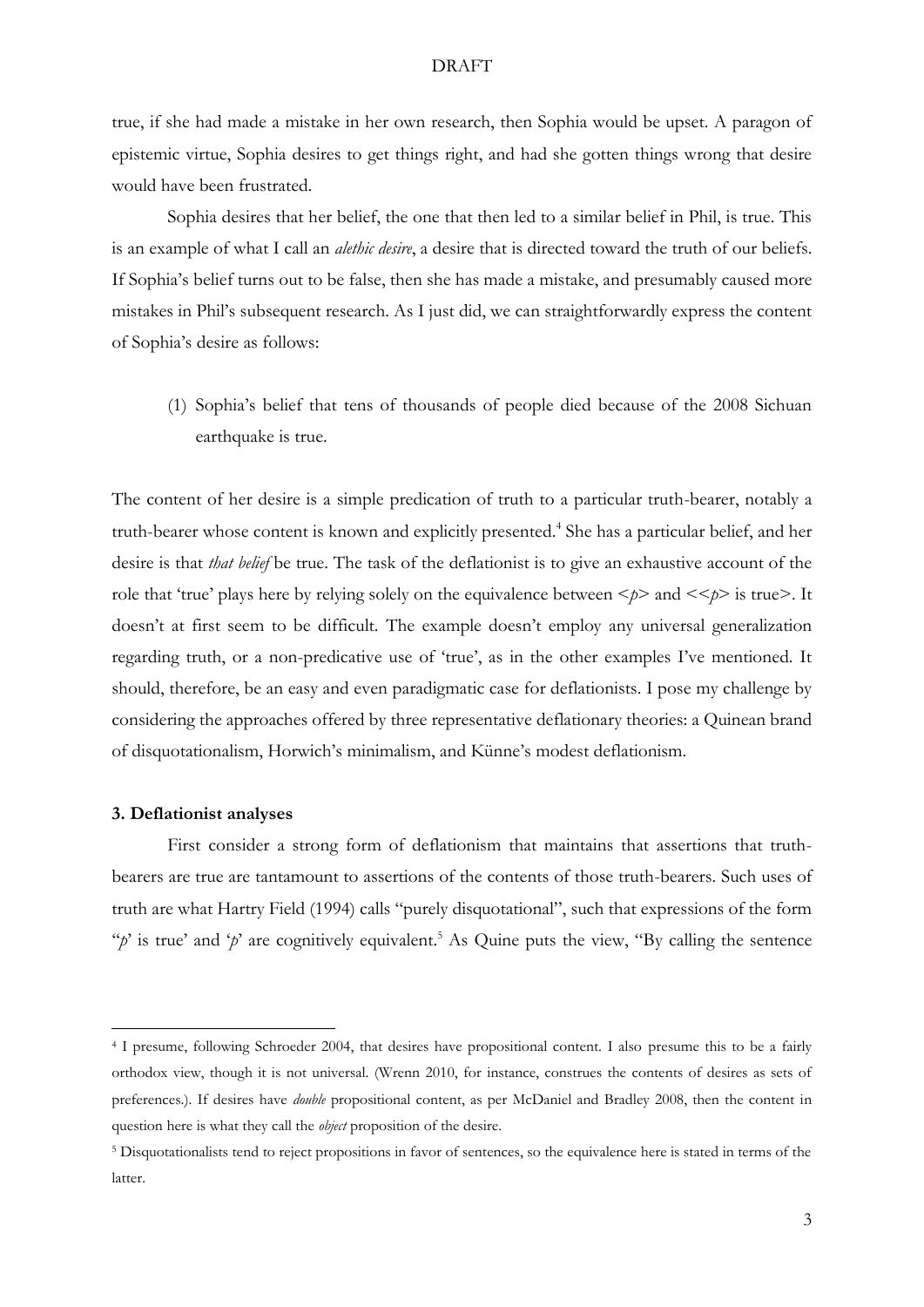true, if she had made a mistake in her own research, then Sophia would be upset. A paragon of epistemic virtue, Sophia desires to get things right, and had she gotten things wrong that desire would have been frustrated.

Sophia desires that her belief, the one that then led to a similar belief in Phil, is true. This is an example of what I call an *alethic desire*, a desire that is directed toward the truth of our beliefs. If Sophia's belief turns out to be false, then she has made a mistake, and presumably caused more mistakes in Phil's subsequent research. As I just did, we can straightforwardly express the content of Sophia's desire as follows:

(1) Sophia's belief that tens of thousands of people died because of the 2008 Sichuan earthquake is true.

The content of her desire is a simple predication of truth to a particular truth-bearer, notably a truth-bearer whose content is known and explicitly presented.[4] She has a particular belief, and her desire is that *that belief* be true. The task of the deflationist is to give an exhaustive account of the role that 'true' plays here by relying solely on the equivalence between <*p*> and <<*p*> is true>. It doesn't at first seem to be difficult. The example doesn't employ any universal generalization regarding truth, or a non-predicative use of 'true', as in the other examples I've mentioned. It should, therefore, be an easy and even paradigmatic case for deflationists. I pose my challenge by considering the approaches offered by three representative deflationary theories: a Quinean brand of disquotationalism, Horwich's minimalism, and Künne's modest deflationism.

**3. Deflationist analyses**

First consider a strong form of deflationism that maintains that assertions that truth-bearers are true are tantamount to assertions of the contents of those truth-bearers. Such uses of truth are what Hartry Field (1994) calls "purely disquotational", such that expressions of the form "*p*' is true' and '*p*' are cognitively equivalent.[5] As Quine puts the view, "By calling the sentence

---

[4] I presume, following Schroeder 2004, that desires have propositional content. I also presume this to be a fairly orthodox view, though it is not universal. (Wrenn 2010, for instance, construes the contents of desires as sets of preferences.). If desires have *double* propositional content, as per McDaniel and Bradley 2008, then the content in question here is what they call the *object* proposition of the desire.

[5] Disquotationalists tend to reject propositions in favor of sentences, so the equivalence here is stated in terms of the latter.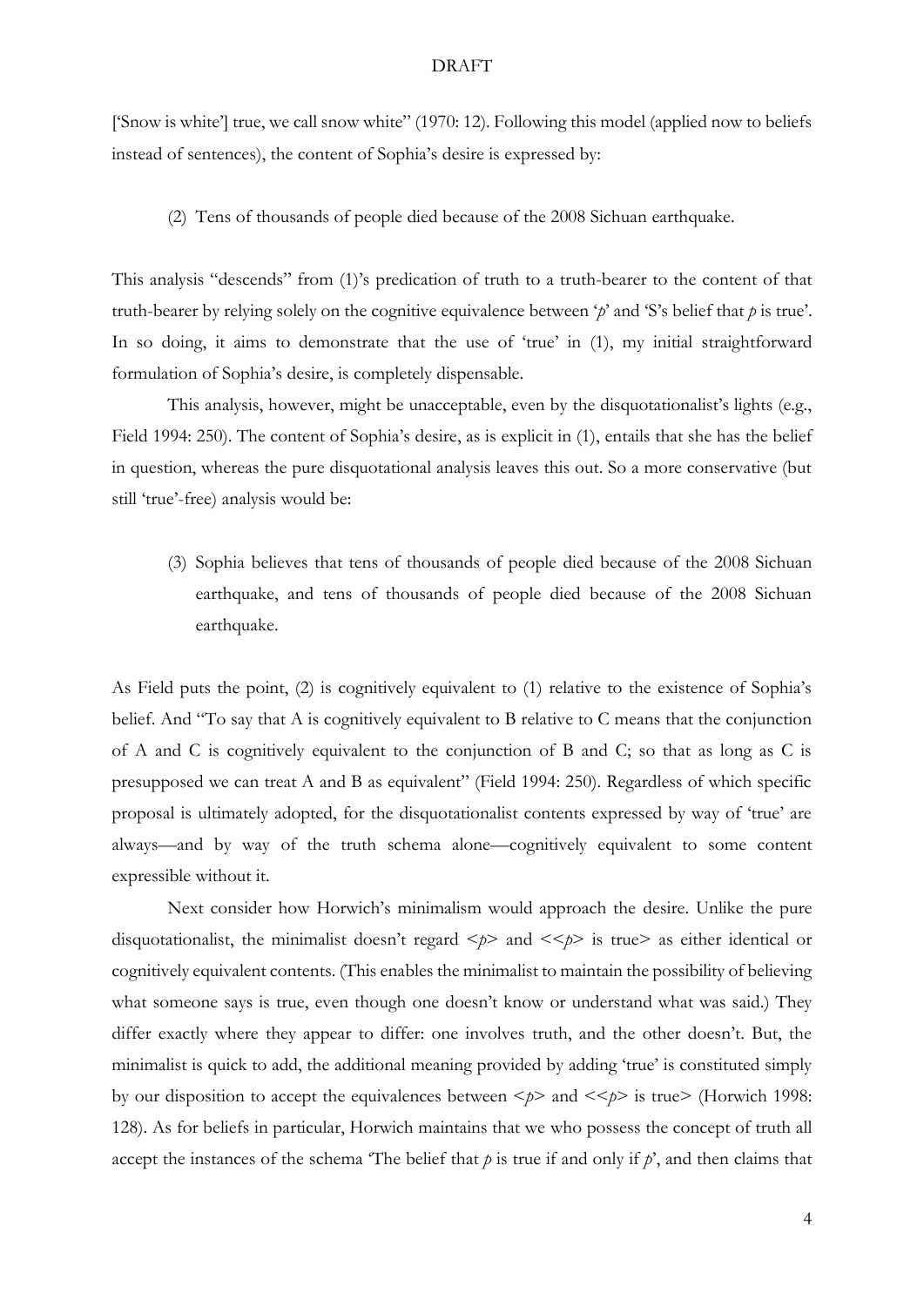['Snow is white'] true, we call snow white" (1970: 12). Following this model (applied now to beliefs instead of sentences), the content of Sophia's desire is expressed by:

(2) Tens of thousands of people died because of the 2008 Sichuan earthquake.

This analysis "descends" from (1)'s predication of truth to a truth-bearer to the content of that truth-bearer by relying solely on the cognitive equivalence between '*p*' and 'S's belief that *p* is true'. In so doing, it aims to demonstrate that the use of 'true' in (1), my initial straightforward formulation of Sophia's desire, is completely dispensable.

This analysis, however, might be unacceptable, even by the disquotationalist's lights (e.g., Field 1994: 250). The content of Sophia's desire, as is explicit in (1), entails that she has the belief in question, whereas the pure disquotational analysis leaves this out. So a more conservative (but still 'true'-free) analysis would be:

(3) Sophia believes that tens of thousands of people died because of the 2008 Sichuan earthquake, and tens of thousands of people died because of the 2008 Sichuan earthquake.

As Field puts the point, (2) is cognitively equivalent to (1) relative to the existence of Sophia's belief. And "To say that A is cognitively equivalent to B relative to C means that the conjunction of A and C is cognitively equivalent to the conjunction of B and C; so that as long as C is presupposed we can treat A and B as equivalent" (Field 1994: 250). Regardless of which specific proposal is ultimately adopted, for the disquotationalist contents expressed by way of 'true' are always—and by way of the truth schema alone—cognitively equivalent to some content expressible without it.

Next consider how Horwich's minimalism would approach the desire. Unlike the pure disquotationalist, the minimalist doesn't regard <*p*> and <<*p*> is true> as either identical or cognitively equivalent contents. (This enables the minimalist to maintain the possibility of believing what someone says is true, even though one doesn't know or understand what was said.) They differ exactly where they appear to differ: one involves truth, and the other doesn't. But, the minimalist is quick to add, the additional meaning provided by adding 'true' is constituted simply by our disposition to accept the equivalences between <*p*> and <<*p*> is true> (Horwich 1998: 128). As for beliefs in particular, Horwich maintains that we who possess the concept of truth all accept the instances of the schema 'The belief that *p* is true if and only if *p*', and then claims that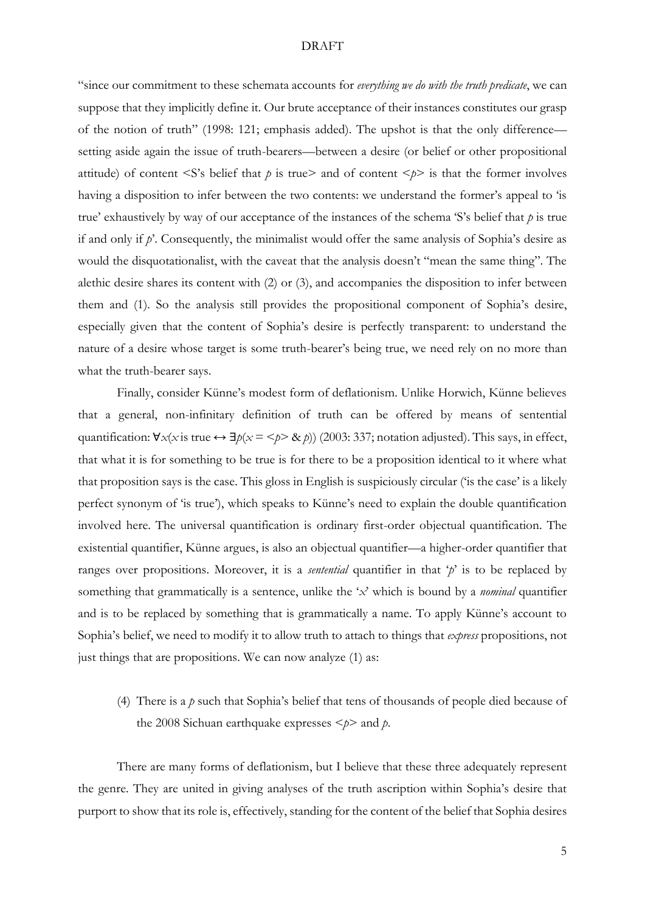"since our commitment to these schemata accounts for *everything we do with the truth predicate*, we can suppose that they implicitly define it. Our brute acceptance of their instances constitutes our grasp of the notion of truth" (1998: 121; emphasis added). The upshot is that the only difference—setting aside again the issue of truth-bearers—between a desire (or belief or other propositional attitude) of content <S's belief that *p* is true> and of content <*p*> is that the former involves having a disposition to infer between the two contents: we understand the former's appeal to 'is true' exhaustively by way of our acceptance of the instances of the schema 'S's belief that *p* is true if and only if *p*'. Consequently, the minimalist would offer the same analysis of Sophia's desire as would the disquotationalist, with the caveat that the analysis doesn't "mean the same thing". The alethic desire shares its content with (2) or (3), and accompanies the disposition to infer between them and (1). So the analysis still provides the propositional component of Sophia's desire, especially given that the content of Sophia's desire is perfectly transparent: to understand the nature of a desire whose target is some truth-bearer's being true, we need rely on no more than what the truth-bearer says.

Finally, consider Künne's modest form of deflationism. Unlike Horwich, Künne believes that a general, non-infinitary definition of truth can be offered by means of sentential quantification: $\forall x(x \text{ is true} \leftrightarrow \exists p(x = \langle p \rangle \; \& \; p))$ (2003: 337; notation adjusted). This says, in effect, that what it is for something to be true is for there to be a proposition identical to it where what that proposition says is the case. This gloss in English is suspiciously circular ('is the case' is a likely perfect synonym of 'is true'), which speaks to Künne's need to explain the double quantification involved here. The universal quantification is ordinary first-order objectual quantification. The existential quantifier, Künne argues, is also an objectual quantifier—a higher-order quantifier that ranges over propositions. Moreover, it is a *sentential* quantifier in that '*p*' is to be replaced by something that grammatically is a sentence, unlike the '*x*' which is bound by a *nominal* quantifier and is to be replaced by something that is grammatically a name. To apply Künne's account to Sophia's belief, we need to modify it to allow truth to attach to things that *express* propositions, not just things that are propositions. We can now analyze (1) as:

(4) There is a *p* such that Sophia's belief that tens of thousands of people died because of the 2008 Sichuan earthquake expresses <*p*> and *p*.

There are many forms of deflationism, but I believe that these three adequately represent the genre. They are united in giving analyses of the truth ascription within Sophia's desire that purport to show that its role is, effectively, standing for the content of the belief that Sophia desires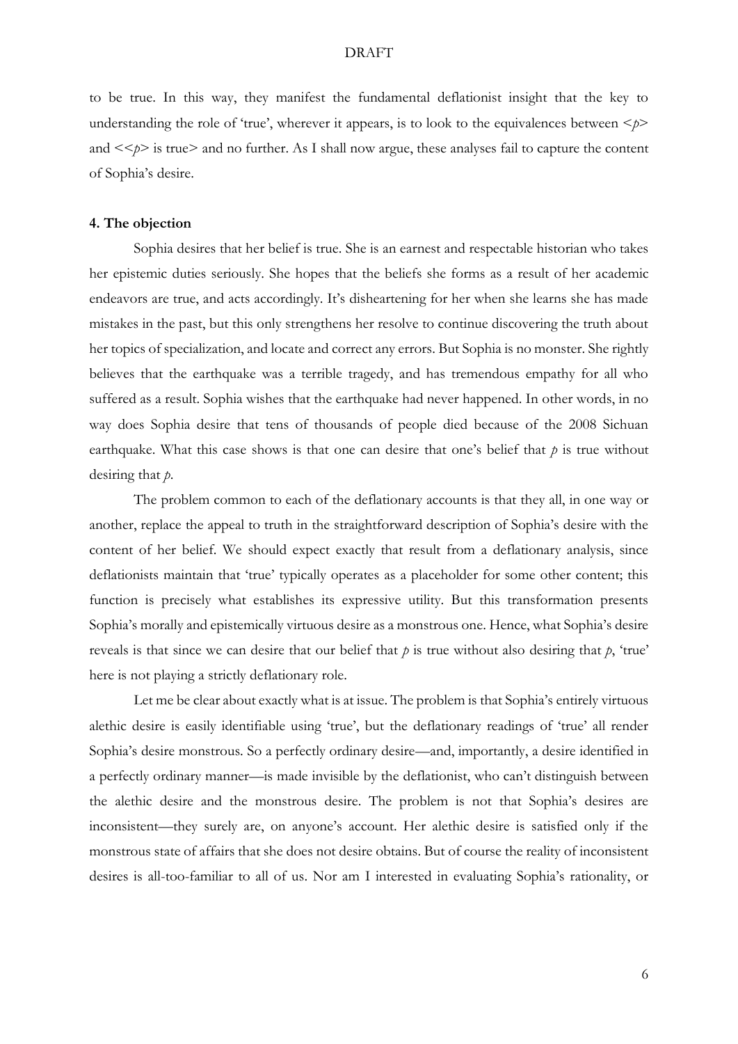to be true. In this way, they manifest the fundamental deflationist insight that the key to understanding the role of 'true', wherever it appears, is to look to the equivalences between <*p*> and <<*p*> is true> and no further. As I shall now argue, these analyses fail to capture the content of Sophia's desire.

#### 4. The objection

Sophia desires that her belief is true. She is an earnest and respectable historian who takes her epistemic duties seriously. She hopes that the beliefs she forms as a result of her academic endeavors are true, and acts accordingly. It's disheartening for her when she learns she has made mistakes in the past, but this only strengthens her resolve to continue discovering the truth about her topics of specialization, and locate and correct any errors. But Sophia is no monster. She rightly believes that the earthquake was a terrible tragedy, and has tremendous empathy for all who suffered as a result. Sophia wishes that the earthquake had never happened. In other words, in no way does Sophia desire that tens of thousands of people died because of the 2008 Sichuan earthquake. What this case shows is that one can desire that one's belief that *p* is true without desiring that *p*.

The problem common to each of the deflationary accounts is that they all, in one way or another, replace the appeal to truth in the straightforward description of Sophia's desire with the content of her belief. We should expect exactly that result from a deflationary analysis, since deflationists maintain that 'true' typically operates as a placeholder for some other content; this function is precisely what establishes its expressive utility. But this transformation presents Sophia's morally and epistemically virtuous desire as a monstrous one. Hence, what Sophia's desire reveals is that since we can desire that our belief that *p* is true without also desiring that *p*, 'true' here is not playing a strictly deflationary role.

Let me be clear about exactly what is at issue. The problem is that Sophia's entirely virtuous alethic desire is easily identifiable using 'true', but the deflationary readings of 'true' all render Sophia's desire monstrous. So a perfectly ordinary desire—and, importantly, a desire identified in a perfectly ordinary manner—is made invisible by the deflationist, who can't distinguish between the alethic desire and the monstrous desire. The problem is not that Sophia's desires are inconsistent—they surely are, on anyone's account. Her alethic desire is satisfied only if the monstrous state of affairs that she does not desire obtains. But of course the reality of inconsistent desires is all-too-familiar to all of us. Nor am I interested in evaluating Sophia's rationality, or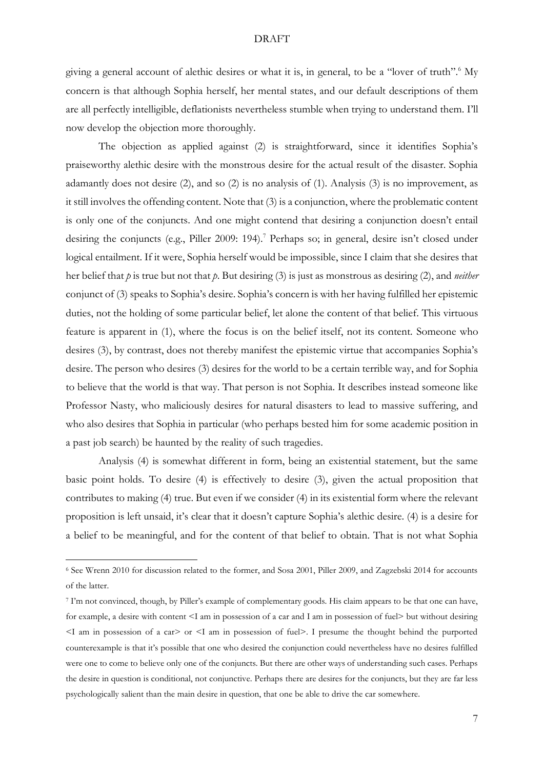giving a general account of alethic desires or what it is, in general, to be a "lover of truth".[6] My concern is that although Sophia herself, her mental states, and our default descriptions of them are all perfectly intelligible, deflationists nevertheless stumble when trying to understand them. I'll now develop the objection more thoroughly.

The objection as applied against (2) is straightforward, since it identifies Sophia's praiseworthy alethic desire with the monstrous desire for the actual result of the disaster. Sophia adamantly does not desire (2), and so (2) is no analysis of (1). Analysis (3) is no improvement, as it still involves the offending content. Note that (3) is a conjunction, where the problematic content is only one of the conjuncts. And one might contend that desiring a conjunction doesn't entail desiring the conjuncts (e.g., Piller 2009: 194).[7] Perhaps so; in general, desire isn't closed under logical entailment. If it were, Sophia herself would be impossible, since I claim that she desires that her belief that *p* is true but not that *p*. But desiring (3) is just as monstrous as desiring (2), and *neither* conjunct of (3) speaks to Sophia's desire. Sophia's concern is with her having fulfilled her epistemic duties, not the holding of some particular belief, let alone the content of that belief. This virtuous feature is apparent in (1), where the focus is on the belief itself, not its content. Someone who desires (3), by contrast, does not thereby manifest the epistemic virtue that accompanies Sophia's desire. The person who desires (3) desires for the world to be a certain terrible way, and for Sophia to believe that the world is that way. That person is not Sophia. It describes instead someone like Professor Nasty, who maliciously desires for natural disasters to lead to massive suffering, and who also desires that Sophia in particular (who perhaps bested him for some academic position in a past job search) be haunted by the reality of such tragedies.

Analysis (4) is somewhat different in form, being an existential statement, but the same basic point holds. To desire (4) is effectively to desire (3), given the actual proposition that contributes to making (4) true. But even if we consider (4) in its existential form where the relevant proposition is left unsaid, it's clear that it doesn't capture Sophia's alethic desire. (4) is a desire for a belief to be meaningful, and for the content of that belief to obtain. That is not what Sophia

---

[6] See Wrenn 2010 for discussion related to the former, and Sosa 2001, Piller 2009, and Zagzebski 2014 for accounts of the latter.

[7] I'm not convinced, though, by Piller's example of complementary goods. His claim appears to be that one can have, for example, a desire with content <I am in possession of a car and I am in possession of fuel> but without desiring <I am in possession of a car> or <I am in possession of fuel>. I presume the thought behind the purported counterexample is that it's possible that one who desired the conjunction could nevertheless have no desires fulfilled were one to come to believe only one of the conjuncts. But there are other ways of understanding such cases. Perhaps the desire in question is conditional, not conjunctive. Perhaps there are desires for the conjuncts, but they are far less psychologically salient than the main desire in question, that one be able to drive the car somewhere.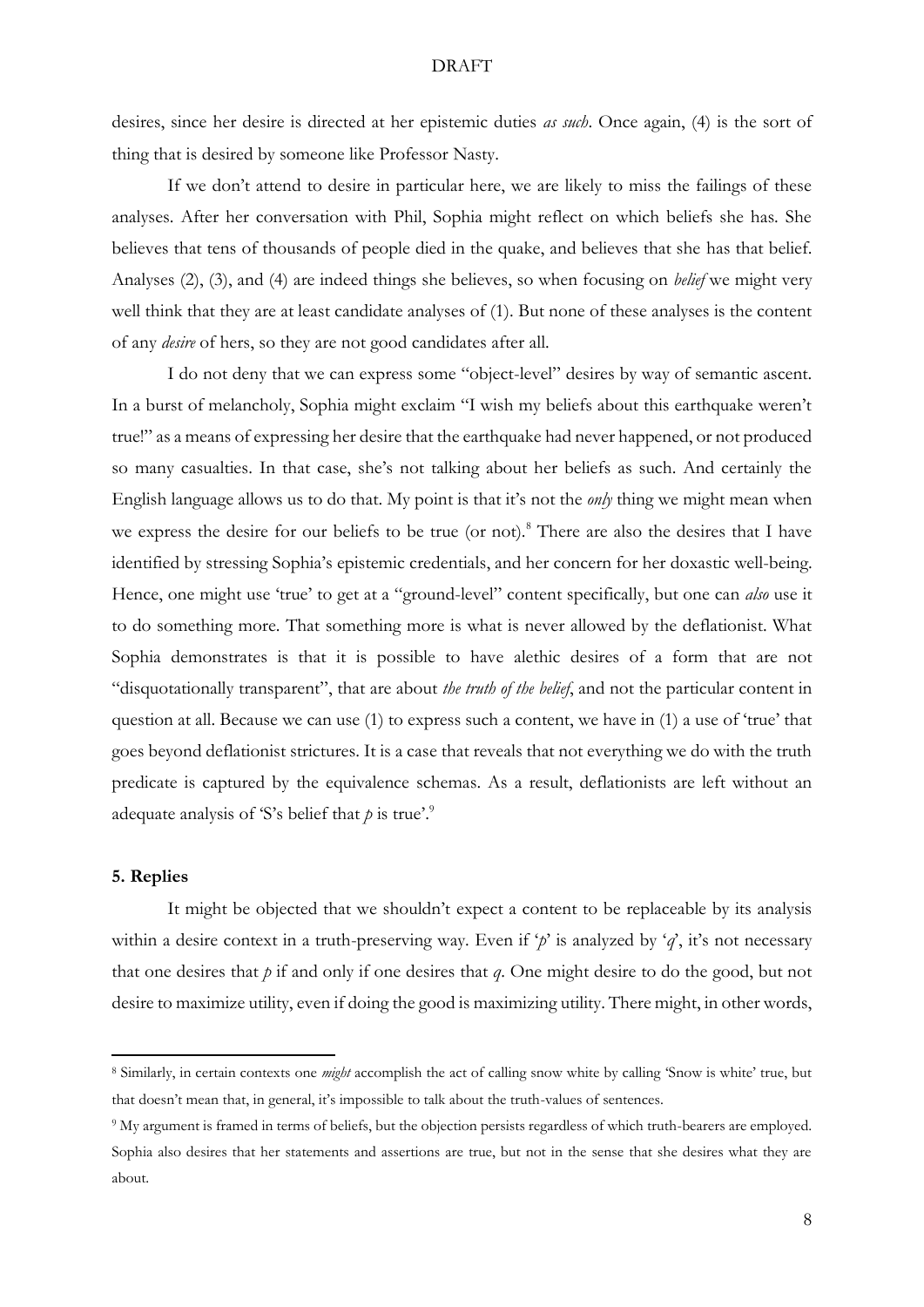desires, since her desire is directed at her epistemic duties *as such*. Once again, (4) is the sort of thing that is desired by someone like Professor Nasty.

If we don't attend to desire in particular here, we are likely to miss the failings of these analyses. After her conversation with Phil, Sophia might reflect on which beliefs she has. She believes that tens of thousands of people died in the quake, and believes that she has that belief. Analyses (2), (3), and (4) are indeed things she believes, so when focusing on *belief* we might very well think that they are at least candidate analyses of (1). But none of these analyses is the content of any *desire* of hers, so they are not good candidates after all.

I do not deny that we can express some "object-level" desires by way of semantic ascent. In a burst of melancholy, Sophia might exclaim "I wish my beliefs about this earthquake weren't true!" as a means of expressing her desire that the earthquake had never happened, or not produced so many casualties. In that case, she's not talking about her beliefs as such. And certainly the English language allows us to do that. My point is that it's not the *only* thing we might mean when we express the desire for our beliefs to be true (or not).[8] There are also the desires that I have identified by stressing Sophia's epistemic credentials, and her concern for her doxastic well-being. Hence, one might use 'true' to get at a "ground-level" content specifically, but one can *also* use it to do something more. That something more is what is never allowed by the deflationist. What Sophia demonstrates is that it is possible to have alethic desires of a form that are not "disquotationally transparent", that are about *the truth of the belief*, and not the particular content in question at all. Because we can use (1) to express such a content, we have in (1) a use of 'true' that goes beyond deflationist strictures. It is a case that reveals that not everything we do with the truth predicate is captured by the equivalence schemas. As a result, deflationists are left without an adequate analysis of 'S's belief that *p* is true'.[9]

**5. Replies**

It might be objected that we shouldn't expect a content to be replaceable by its analysis within a desire context in a truth-preserving way. Even if '*p*' is analyzed by '*q*', it's not necessary that one desires that *p* if and only if one desires that *q*. One might desire to do the good, but not desire to maximize utility, even if doing the good is maximizing utility. There might, in other words,

---

[8] Similarly, in certain contexts one *might* accomplish the act of calling snow white by calling 'Snow is white' true, but that doesn't mean that, in general, it's impossible to talk about the truth-values of sentences.

[9] My argument is framed in terms of beliefs, but the objection persists regardless of which truth-bearers are employed. Sophia also desires that her statements and assertions are true, but not in the sense that she desires what they are about.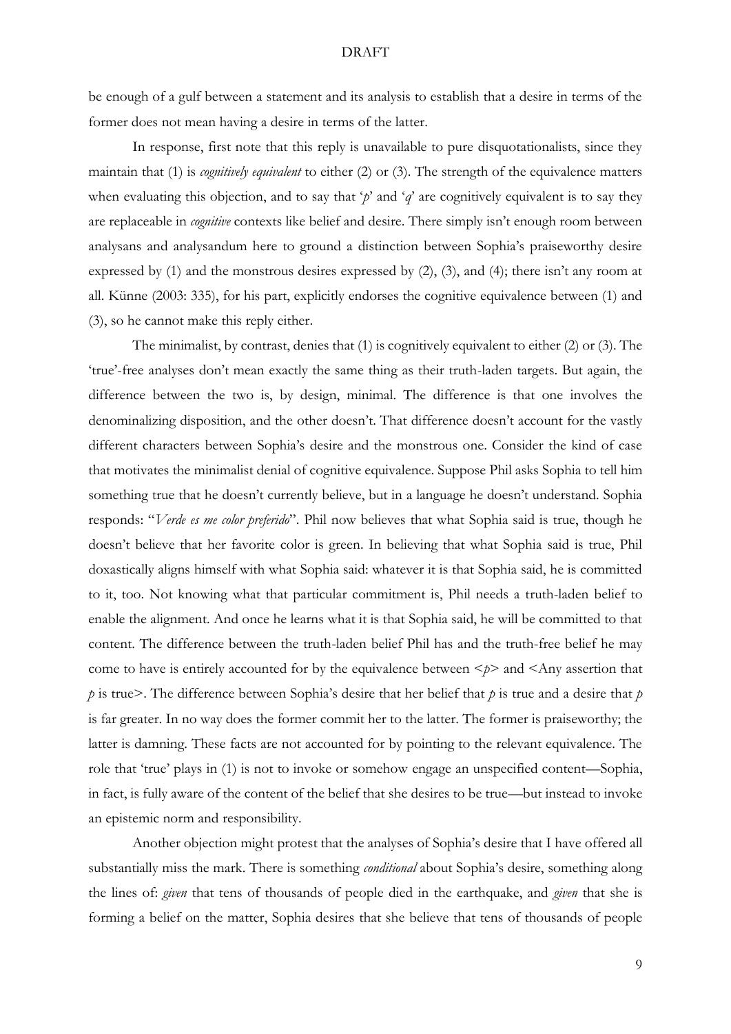be enough of a gulf between a statement and its analysis to establish that a desire in terms of the former does not mean having a desire in terms of the latter.

In response, first note that this reply is unavailable to pure disquotationalists, since they maintain that (1) is *cognitively equivalent* to either (2) or (3). The strength of the equivalence matters when evaluating this objection, and to say that '*p*' and '*q*' are cognitively equivalent is to say they are replaceable in *cognitive* contexts like belief and desire. There simply isn't enough room between analysans and analysandum here to ground a distinction between Sophia's praiseworthy desire expressed by (1) and the monstrous desires expressed by (2), (3), and (4); there isn't any room at all. Künne (2003: 335), for his part, explicitly endorses the cognitive equivalence between (1) and (3), so he cannot make this reply either.

The minimalist, by contrast, denies that (1) is cognitively equivalent to either (2) or (3). The 'true'-free analyses don't mean exactly the same thing as their truth-laden targets. But again, the difference between the two is, by design, minimal. The difference is that one involves the denominalizing disposition, and the other doesn't. That difference doesn't account for the vastly different characters between Sophia's desire and the monstrous one. Consider the kind of case that motivates the minimalist denial of cognitive equivalence. Suppose Phil asks Sophia to tell him something true that he doesn't currently believe, but in a language he doesn't understand. Sophia responds: "*Verde es me color preferido*". Phil now believes that what Sophia said is true, though he doesn't believe that her favorite color is green. In believing that what Sophia said is true, Phil doxastically aligns himself with what Sophia said: whatever it is that Sophia said, he is committed to it, too. Not knowing what that particular commitment is, Phil needs a truth-laden belief to enable the alignment. And once he learns what it is that Sophia said, he will be committed to that content. The difference between the truth-laden belief Phil has and the truth-free belief he may come to have is entirely accounted for by the equivalence between <*p*> and <Any assertion that *p* is true>. The difference between Sophia's desire that her belief that *p* is true and a desire that *p* is far greater. In no way does the former commit her to the latter. The former is praiseworthy; the latter is damning. These facts are not accounted for by pointing to the relevant equivalence. The role that 'true' plays in (1) is not to invoke or somehow engage an unspecified content—Sophia, in fact, is fully aware of the content of the belief that she desires to be true—but instead to invoke an epistemic norm and responsibility.

Another objection might protest that the analyses of Sophia's desire that I have offered all substantially miss the mark. There is something *conditional* about Sophia's desire, something along the lines of: *given* that tens of thousands of people died in the earthquake, and *given* that she is forming a belief on the matter, Sophia desires that she believe that tens of thousands of people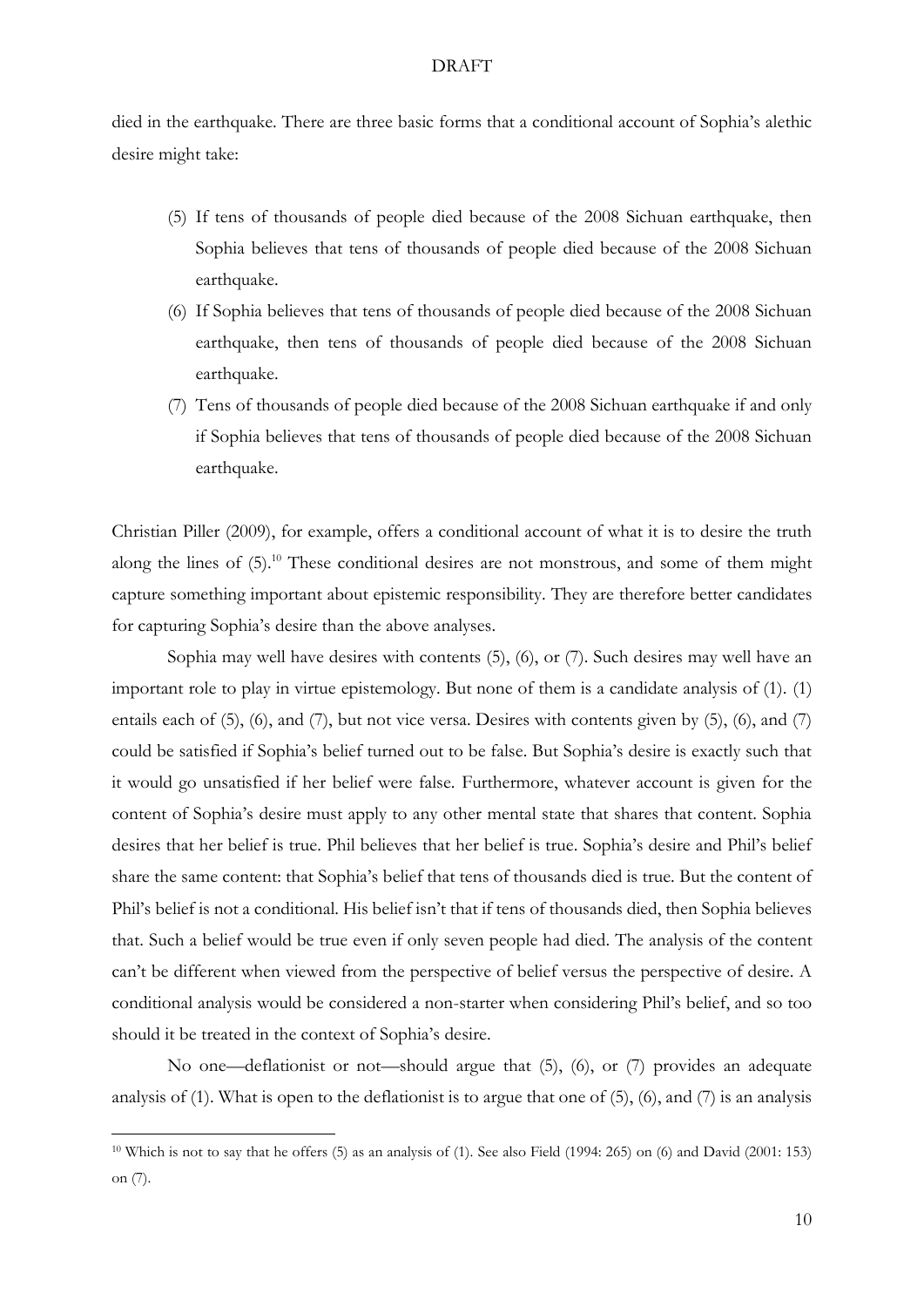died in the earthquake. There are three basic forms that a conditional account of Sophia's alethic desire might take:

(5) If tens of thousands of people died because of the 2008 Sichuan earthquake, then Sophia believes that tens of thousands of people died because of the 2008 Sichuan earthquake.

(6) If Sophia believes that tens of thousands of people died because of the 2008 Sichuan earthquake, then tens of thousands of people died because of the 2008 Sichuan earthquake.

(7) Tens of thousands of people died because of the 2008 Sichuan earthquake if and only if Sophia believes that tens of thousands of people died because of the 2008 Sichuan earthquake.

Christian Piller (2009), for example, offers a conditional account of what it is to desire the truth along the lines of (5).[10] These conditional desires are not monstrous, and some of them might capture something important about epistemic responsibility. They are therefore better candidates for capturing Sophia's desire than the above analyses.

Sophia may well have desires with contents (5), (6), or (7). Such desires may well have an important role to play in virtue epistemology. But none of them is a candidate analysis of (1). (1) entails each of (5), (6), and (7), but not vice versa. Desires with contents given by (5), (6), and (7) could be satisfied if Sophia's belief turned out to be false. But Sophia's desire is exactly such that it would go unsatisfied if her belief were false. Furthermore, whatever account is given for the content of Sophia's desire must apply to any other mental state that shares that content. Sophia desires that her belief is true. Phil believes that her belief is true. Sophia's desire and Phil's belief share the same content: that Sophia's belief that tens of thousands died is true. But the content of Phil's belief is not a conditional. His belief isn't that if tens of thousands died, then Sophia believes that. Such a belief would be true even if only seven people had died. The analysis of the content can't be different when viewed from the perspective of belief versus the perspective of desire. A conditional analysis would be considered a non-starter when considering Phil's belief, and so too should it be treated in the context of Sophia's desire.

No one—deflationist or not—should argue that (5), (6), or (7) provides an adequate analysis of (1). What is open to the deflationist is to argue that one of (5), (6), and (7) is an analysis

---

[10] Which is not to say that he offers (5) as an analysis of (1). See also Field (1994: 265) on (6) and David (2001: 153) on (7).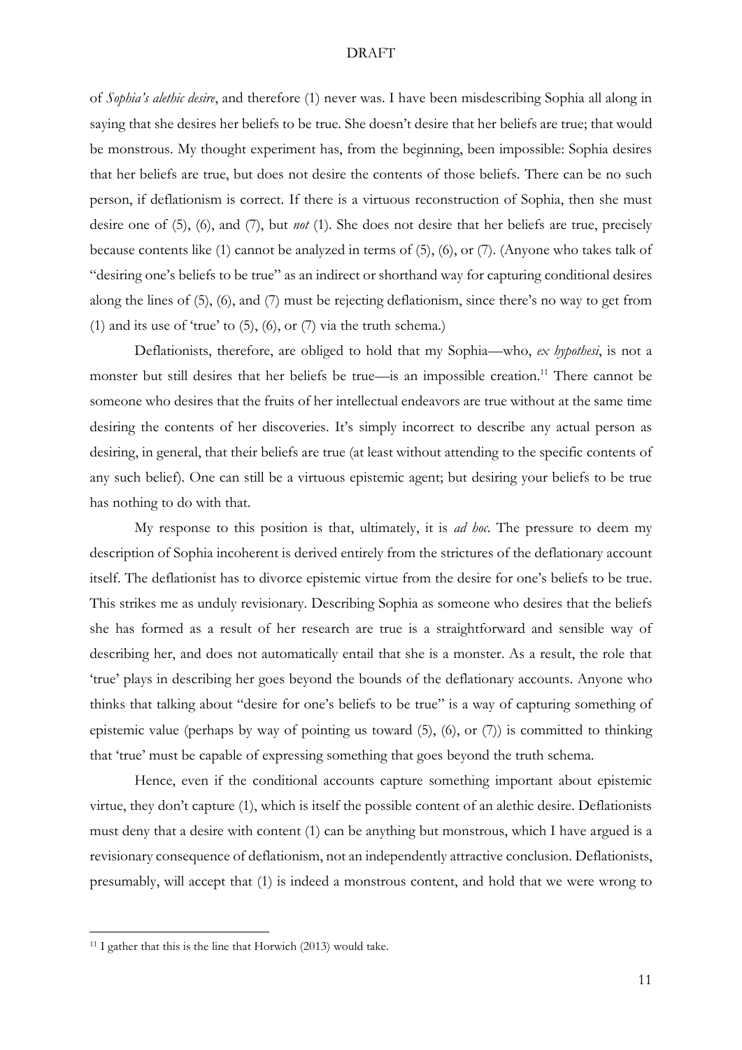of *Sophia's alethic desire*, and therefore (1) never was. I have been misdescribing Sophia all along in saying that she desires her beliefs to be true. She doesn't desire that her beliefs are true; that would be monstrous. My thought experiment has, from the beginning, been impossible: Sophia desires that her beliefs are true, but does not desire the contents of those beliefs. There can be no such person, if deflationism is correct. If there is a virtuous reconstruction of Sophia, then she must desire one of (5), (6), and (7), but *not* (1). She does not desire that her beliefs are true, precisely because contents like (1) cannot be analyzed in terms of (5), (6), or (7). (Anyone who takes talk of "desiring one's beliefs to be true" as an indirect or shorthand way for capturing conditional desires along the lines of (5), (6), and (7) must be rejecting deflationism, since there's no way to get from (1) and its use of 'true' to (5), (6), or (7) via the truth schema.)

Deflationists, therefore, are obliged to hold that my Sophia—who, *ex hypothesi*, is not a monster but still desires that her beliefs be true—is an impossible creation.[11] There cannot be someone who desires that the fruits of her intellectual endeavors are true without at the same time desiring the contents of her discoveries. It's simply incorrect to describe any actual person as desiring, in general, that their beliefs are true (at least without attending to the specific contents of any such belief). One can still be a virtuous epistemic agent; but desiring your beliefs to be true has nothing to do with that.

My response to this position is that, ultimately, it is *ad hoc*. The pressure to deem my description of Sophia incoherent is derived entirely from the strictures of the deflationary account itself. The deflationist has to divorce epistemic virtue from the desire for one's beliefs to be true. This strikes me as unduly revisionary. Describing Sophia as someone who desires that the beliefs she has formed as a result of her research are true is a straightforward and sensible way of describing her, and does not automatically entail that she is a monster. As a result, the role that 'true' plays in describing her goes beyond the bounds of the deflationary accounts. Anyone who thinks that talking about "desire for one's beliefs to be true" is a way of capturing something of epistemic value (perhaps by way of pointing us toward (5), (6), or (7)) is committed to thinking that 'true' must be capable of expressing something that goes beyond the truth schema.

Hence, even if the conditional accounts capture something important about epistemic virtue, they don't capture (1), which is itself the possible content of an alethic desire. Deflationists must deny that a desire with content (1) can be anything but monstrous, which I have argued is a revisionary consequence of deflationism, not an independently attractive conclusion. Deflationists, presumably, will accept that (1) is indeed a monstrous content, and hold that we were wrong to

---

[11] I gather that this is the line that Horwich (2013) would take.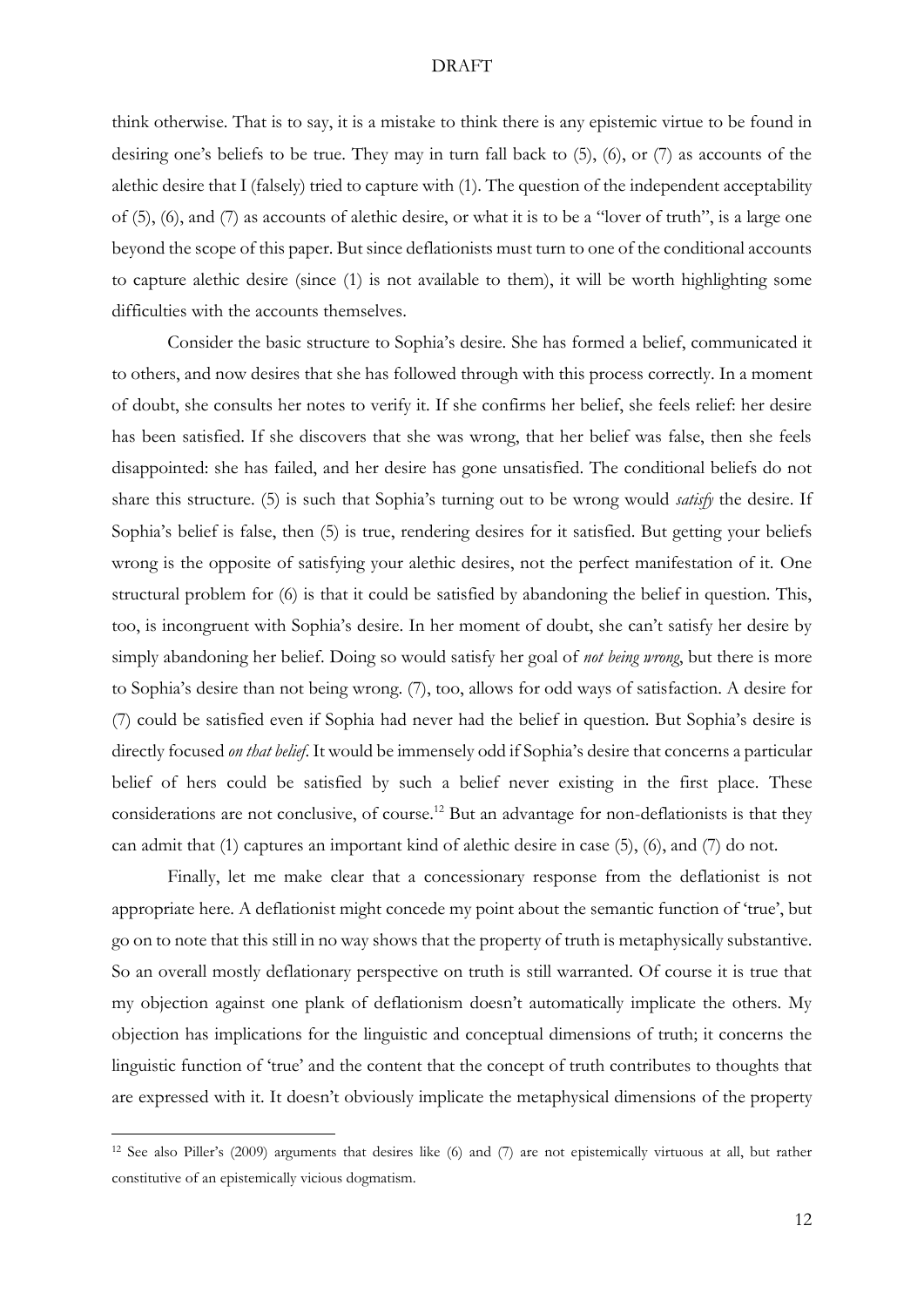think otherwise. That is to say, it is a mistake to think there is any epistemic virtue to be found in desiring one's beliefs to be true. They may in turn fall back to (5), (6), or (7) as accounts of the alethic desire that I (falsely) tried to capture with (1). The question of the independent acceptability of (5), (6), and (7) as accounts of alethic desire, or what it is to be a "lover of truth", is a large one beyond the scope of this paper. But since deflationists must turn to one of the conditional accounts to capture alethic desire (since (1) is not available to them), it will be worth highlighting some difficulties with the accounts themselves.

Consider the basic structure to Sophia's desire. She has formed a belief, communicated it to others, and now desires that she has followed through with this process correctly. In a moment of doubt, she consults her notes to verify it. If she confirms her belief, she feels relief: her desire has been satisfied. If she discovers that she was wrong, that her belief was false, then she feels disappointed: she has failed, and her desire has gone unsatisfied. The conditional beliefs do not share this structure. (5) is such that Sophia's turning out to be wrong would *satisfy* the desire. If Sophia's belief is false, then (5) is true, rendering desires for it satisfied. But getting your beliefs wrong is the opposite of satisfying your alethic desires, not the perfect manifestation of it. One structural problem for (6) is that it could be satisfied by abandoning the belief in question. This, too, is incongruent with Sophia's desire. In her moment of doubt, she can't satisfy her desire by simply abandoning her belief. Doing so would satisfy her goal of *not being wrong*, but there is more to Sophia's desire than not being wrong. (7), too, allows for odd ways of satisfaction. A desire for (7) could be satisfied even if Sophia had never had the belief in question. But Sophia's desire is directly focused *on that belief*. It would be immensely odd if Sophia's desire that concerns a particular belief of hers could be satisfied by such a belief never existing in the first place. These considerations are not conclusive, of course.[12] But an advantage for non-deflationists is that they can admit that (1) captures an important kind of alethic desire in case (5), (6), and (7) do not.

Finally, let me make clear that a concessionary response from the deflationist is not appropriate here. A deflationist might concede my point about the semantic function of 'true', but go on to note that this still in no way shows that the property of truth is metaphysically substantive. So an overall mostly deflationary perspective on truth is still warranted. Of course it is true that my objection against one plank of deflationism doesn't automatically implicate the others. My objection has implications for the linguistic and conceptual dimensions of truth; it concerns the linguistic function of 'true' and the content that the concept of truth contributes to thoughts that are expressed with it. It doesn't obviously implicate the metaphysical dimensions of the property

---

[12] See also Piller's (2009) arguments that desires like (6) and (7) are not epistemically virtuous at all, but rather constitutive of an epistemically vicious dogmatism.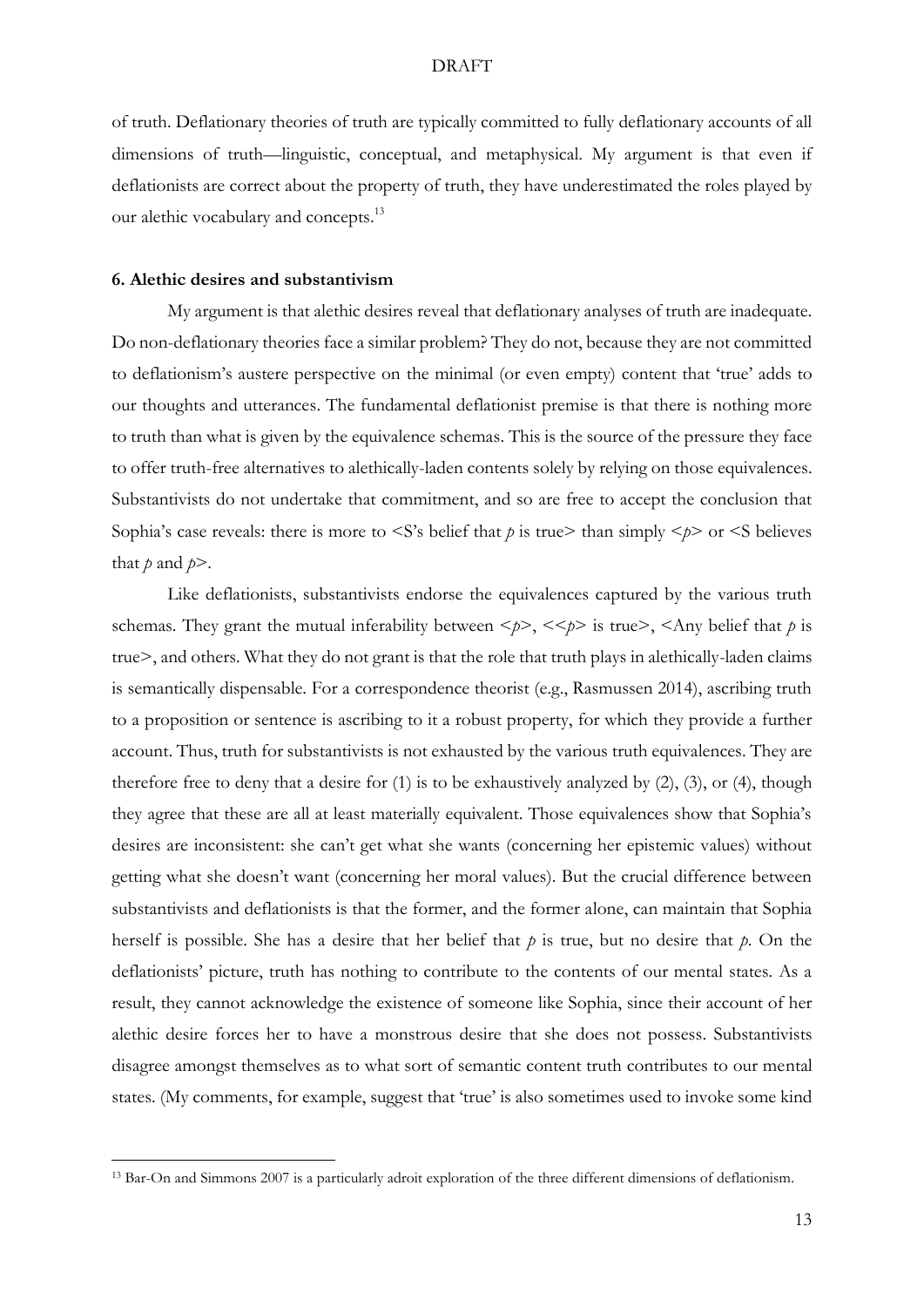of truth. Deflationary theories of truth are typically committed to fully deflationary accounts of all dimensions of truth—linguistic, conceptual, and metaphysical. My argument is that even if deflationists are correct about the property of truth, they have underestimated the roles played by our alethic vocabulary and concepts.[13]

### 6. Alethic desires and substantivism

My argument is that alethic desires reveal that deflationary analyses of truth are inadequate. Do non-deflationary theories face a similar problem? They do not, because they are not committed to deflationism's austere perspective on the minimal (or even empty) content that 'true' adds to our thoughts and utterances. The fundamental deflationist premise is that there is nothing more to truth than what is given by the equivalence schemas. This is the source of the pressure they face to offer truth-free alternatives to alethically-laden contents solely by relying on those equivalences. Substantivists do not undertake that commitment, and so are free to accept the conclusion that Sophia's case reveals: there is more to <S's belief that *p* is true> than simply <*p*> or <S believes that *p* and *p*>.

Like deflationists, substantivists endorse the equivalences captured by the various truth schemas. They grant the mutual inferability between <*p*>, <<*p*> is true>, <Any belief that *p* is true>, and others. What they do not grant is that the role that truth plays in alethically-laden claims is semantically dispensable. For a correspondence theorist (e.g., Rasmussen 2014), ascribing truth to a proposition or sentence is ascribing to it a robust property, for which they provide a further account. Thus, truth for substantivists is not exhausted by the various truth equivalences. They are therefore free to deny that a desire for (1) is to be exhaustively analyzed by (2), (3), or (4), though they agree that these are all at least materially equivalent. Those equivalences show that Sophia's desires are inconsistent: she can't get what she wants (concerning her epistemic values) without getting what she doesn't want (concerning her moral values). But the crucial difference between substantivists and deflationists is that the former, and the former alone, can maintain that Sophia herself is possible. She has a desire that her belief that *p* is true, but no desire that *p*. On the deflationists' picture, truth has nothing to contribute to the contents of our mental states. As a result, they cannot acknowledge the existence of someone like Sophia, since their account of her alethic desire forces her to have a monstrous desire that she does not possess. Substantivists disagree amongst themselves as to what sort of semantic content truth contributes to our mental states. (My comments, for example, suggest that 'true' is also sometimes used to invoke some kind

---

[13] Bar-On and Simmons 2007 is a particularly adroit exploration of the three different dimensions of deflationism.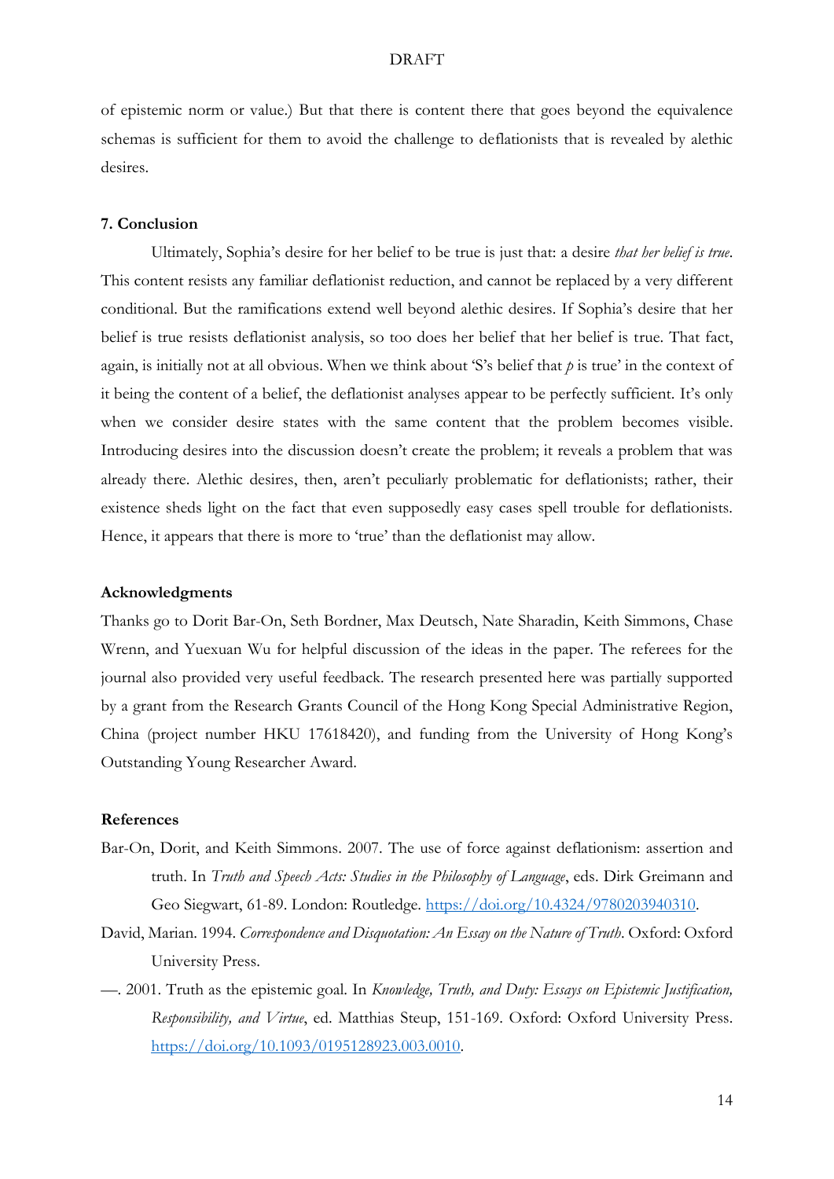of epistemic norm or value.) But that there is content there that goes beyond the equivalence schemas is sufficient for them to avoid the challenge to deflationists that is revealed by alethic desires.

## 7. Conclusion

Ultimately, Sophia's desire for her belief to be true is just that: a desire *that her belief is true*. This content resists any familiar deflationist reduction, and cannot be replaced by a very different conditional. But the ramifications extend well beyond alethic desires. If Sophia's desire that her belief is true resists deflationist analysis, so too does her belief that her belief is true. That fact, again, is initially not at all obvious. When we think about 'S's belief that *p* is true' in the context of it being the content of a belief, the deflationist analyses appear to be perfectly sufficient. It's only when we consider desire states with the same content that the problem becomes visible. Introducing desires into the discussion doesn't create the problem; it reveals a problem that was already there. Alethic desires, then, aren't peculiarly problematic for deflationists; rather, their existence sheds light on the fact that even supposedly easy cases spell trouble for deflationists. Hence, it appears that there is more to 'true' than the deflationist may allow.

## Acknowledgments

Thanks go to Dorit Bar-On, Seth Bordner, Max Deutsch, Nate Sharadin, Keith Simmons, Chase Wrenn, and Yuexuan Wu for helpful discussion of the ideas in the paper. The referees for the journal also provided very useful feedback. The research presented here was partially supported by a grant from the Research Grants Council of the Hong Kong Special Administrative Region, China (project number HKU 17618420), and funding from the University of Hong Kong's Outstanding Young Researcher Award.

## References

Bar-On, Dorit, and Keith Simmons. 2007. The use of force against deflationism: assertion and truth. In *Truth and Speech Acts: Studies in the Philosophy of Language*, eds. Dirk Greimann and Geo Siegwart, 61-89. London: Routledge. https://doi.org/10.4324/9780203940310.

David, Marian. 1994. *Correspondence and Disquotation: An Essay on the Nature of Truth*. Oxford: Oxford University Press.

—. 2001. Truth as the epistemic goal. In *Knowledge, Truth, and Duty: Essays on Epistemic Justification, Responsibility, and Virtue*, ed. Matthias Steup, 151-169. Oxford: Oxford University Press. https://doi.org/10.1093/0195128923.003.0010.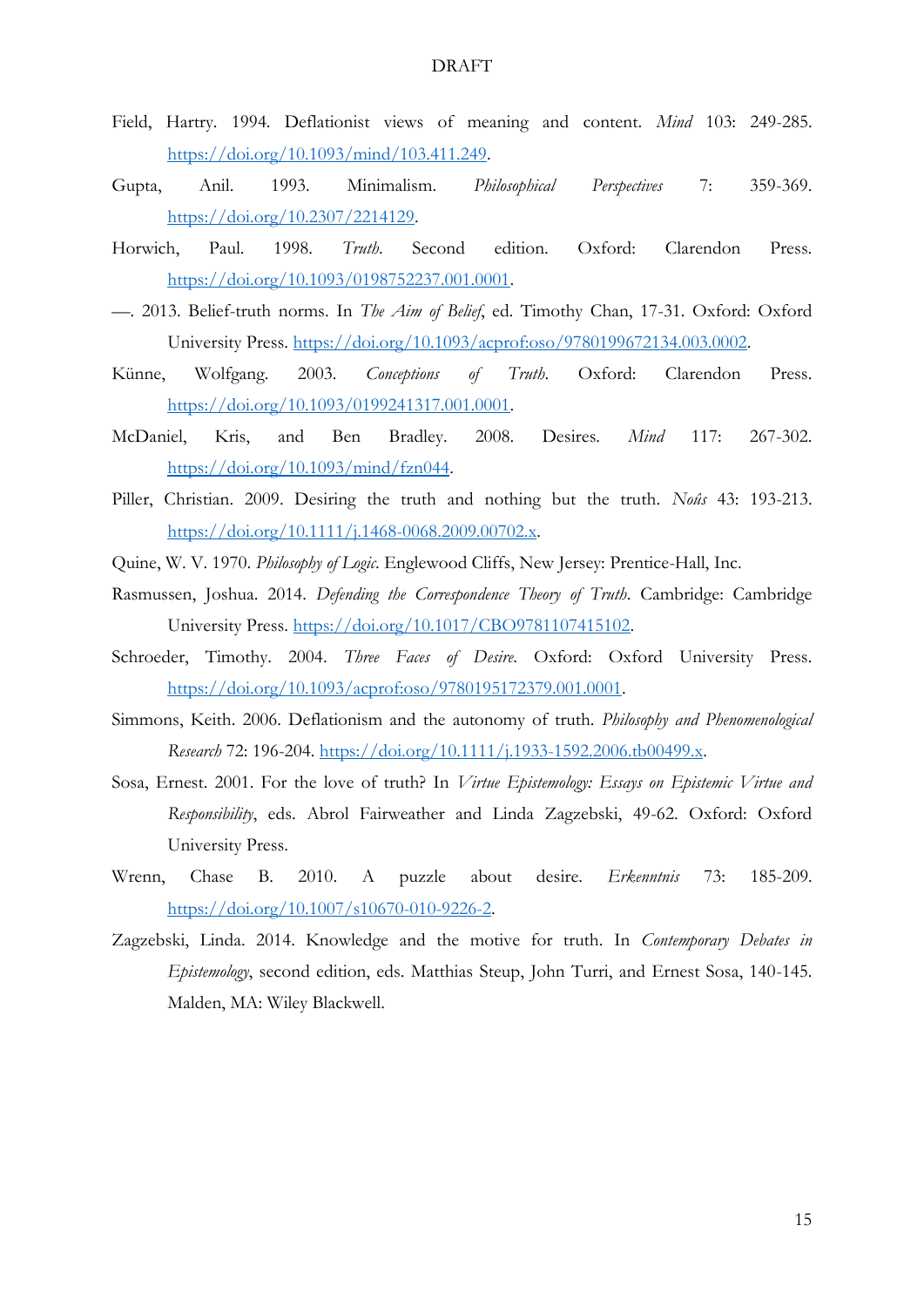Field, Hartry. 1994. Deflationist views of meaning and content. *Mind* 103: 249-285. https://doi.org/10.1093/mind/103.411.249.

Gupta, Anil. 1993. Minimalism. *Philosophical Perspectives* 7: 359-369. https://doi.org/10.2307/2214129.

Horwich, Paul. 1998. *Truth*. Second edition. Oxford: Clarendon Press. https://doi.org/10.1093/0198752237.001.0001.

—. 2013. Belief-truth norms. In *The Aim of Belief*, ed. Timothy Chan, 17-31. Oxford: Oxford University Press. https://doi.org/10.1093/acprof:oso/9780199672134.003.0002.

Künne, Wolfgang. 2003. *Conceptions of Truth*. Oxford: Clarendon Press. https://doi.org/10.1093/0199241317.001.0001.

McDaniel, Kris, and Ben Bradley. 2008. Desires. *Mind* 117: 267-302. https://doi.org/10.1093/mind/fzn044.

Piller, Christian. 2009. Desiring the truth and nothing but the truth. *Noûs* 43: 193-213. https://doi.org/10.1111/j.1468-0068.2009.00702.x.

Quine, W. V. 1970. *Philosophy of Logic*. Englewood Cliffs, New Jersey: Prentice-Hall, Inc.

Rasmussen, Joshua. 2014. *Defending the Correspondence Theory of Truth*. Cambridge: Cambridge University Press. https://doi.org/10.1017/CBO9781107415102.

Schroeder, Timothy. 2004. *Three Faces of Desire*. Oxford: Oxford University Press. https://doi.org/10.1093/acprof:oso/9780195172379.001.0001.

Simmons, Keith. 2006. Deflationism and the autonomy of truth. *Philosophy and Phenomenological Research* 72: 196-204. https://doi.org/10.1111/j.1933-1592.2006.tb00499.x.

Sosa, Ernest. 2001. For the love of truth? In *Virtue Epistemology: Essays on Epistemic Virtue and Responsibility*, eds. Abrol Fairweather and Linda Zagzebski, 49-62. Oxford: Oxford University Press.

Wrenn, Chase B. 2010. A puzzle about desire. *Erkenntnis* 73: 185-209. https://doi.org/10.1007/s10670-010-9226-2.

Zagzebski, Linda. 2014. Knowledge and the motive for truth. In *Contemporary Debates in Epistemology*, second edition, eds. Matthias Steup, John Turri, and Ernest Sosa, 140-145. Malden, MA: Wiley Blackwell.